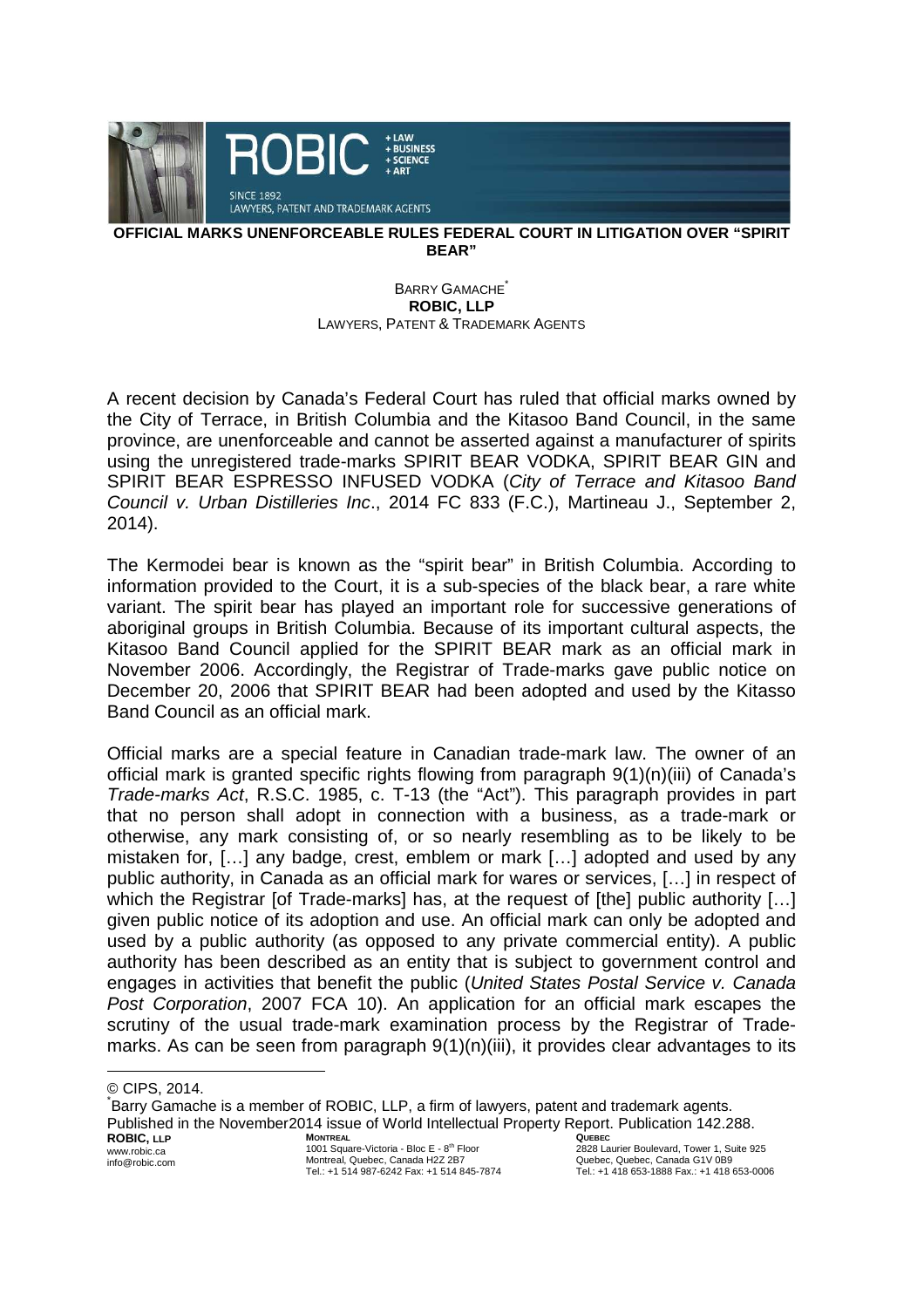# OFFICIAL MARKS UNENFORCEABLE RULES FEDERAL COURT IN LITIGATION OVER "SPIRIT BEAR"

BARRY GAMACHE[*]
**ROBIC, LLP**
LAWYERS, PATENT & TRADEMARK AGENTS

A recent decision by Canada's Federal Court has ruled that official marks owned by the City of Terrace, in British Columbia and the Kitasoo Band Council, in the same province, are unenforceable and cannot be asserted against a manufacturer of spirits using the unregistered trade-marks SPIRIT BEAR VODKA, SPIRIT BEAR GIN and SPIRIT BEAR ESPRESSO INFUSED VODKA (*City of Terrace and Kitasoo Band Council v. Urban Distilleries Inc*., 2014 FC 833 (F.C.), Martineau J., September 2, 2014).

The Kermodei bear is known as the "spirit bear" in British Columbia. According to information provided to the Court, it is a sub-species of the black bear, a rare white variant. The spirit bear has played an important role for successive generations of aboriginal groups in British Columbia. Because of its important cultural aspects, the Kitasoo Band Council applied for the SPIRIT BEAR mark as an official mark in November 2006. Accordingly, the Registrar of Trade-marks gave public notice on December 20, 2006 that SPIRIT BEAR had been adopted and used by the Kitasso Band Council as an official mark.

Official marks are a special feature in Canadian trade-mark law. The owner of an official mark is granted specific rights flowing from paragraph 9(1)(n)(iii) of Canada's *Trade-marks Act*, R.S.C. 1985, c. T-13 (the "Act"). This paragraph provides in part that no person shall adopt in connection with a business, as a trade-mark or otherwise, any mark consisting of, or so nearly resembling as to be likely to be mistaken for, […] any badge, crest, emblem or mark […] adopted and used by any public authority, in Canada as an official mark for wares or services, […] in respect of which the Registrar [of Trade-marks] has, at the request of [the] public authority […] given public notice of its adoption and use. An official mark can only be adopted and used by a public authority (as opposed to any private commercial entity). A public authority has been described as an entity that is subject to government control and engages in activities that benefit the public (*United States Postal Service v. Canada Post Corporation*, 2007 FCA 10). An application for an official mark escapes the scrutiny of the usual trade-mark examination process by the Registrar of Trade-marks. As can be seen from paragraph 9(1)(n)(iii), it provides clear advantages to its

---

© CIPS, 2014.

[*] Barry Gamache is a member of ROBIC, LLP, a firm of lawyers, patent and trademark agents.

Published in the November2014 issue of World Intellectual Property Report. Publication 142.288.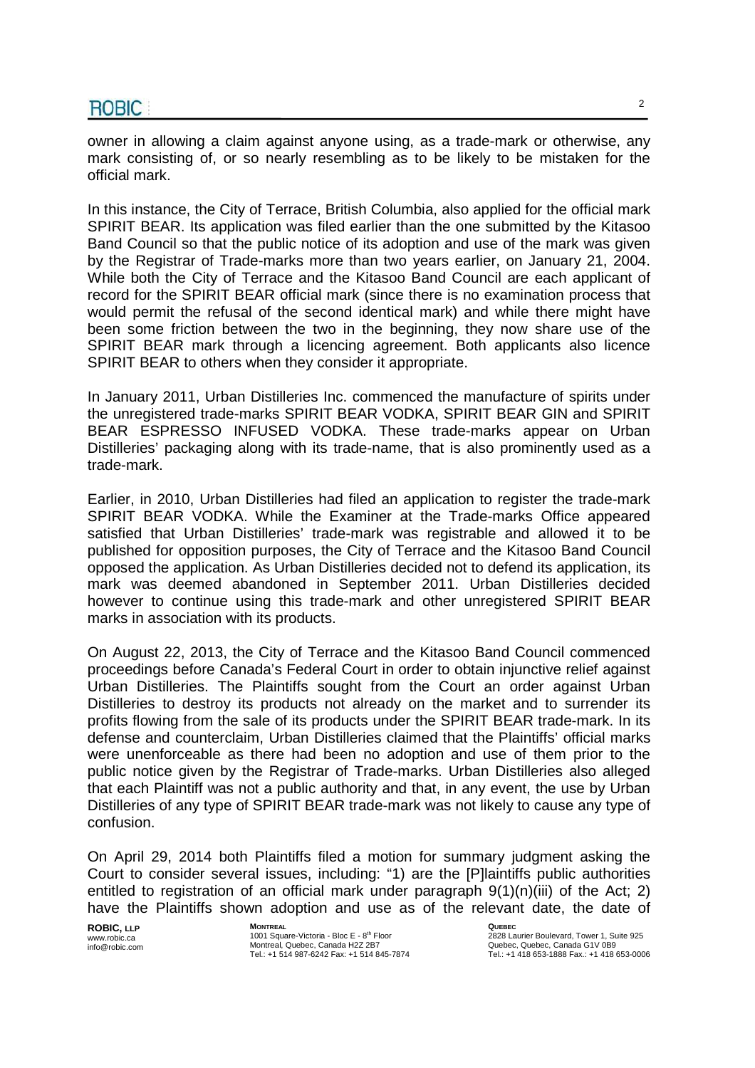owner in allowing a claim against anyone using, as a trade-mark or otherwise, any mark consisting of, or so nearly resembling as to be likely to be mistaken for the official mark.

In this instance, the City of Terrace, British Columbia, also applied for the official mark SPIRIT BEAR. Its application was filed earlier than the one submitted by the Kitasoo Band Council so that the public notice of its adoption and use of the mark was given by the Registrar of Trade-marks more than two years earlier, on January 21, 2004. While both the City of Terrace and the Kitasoo Band Council are each applicant of record for the SPIRIT BEAR official mark (since there is no examination process that would permit the refusal of the second identical mark) and while there might have been some friction between the two in the beginning, they now share use of the SPIRIT BEAR mark through a licencing agreement. Both applicants also licence SPIRIT BEAR to others when they consider it appropriate.

In January 2011, Urban Distilleries Inc. commenced the manufacture of spirits under the unregistered trade-marks SPIRIT BEAR VODKA, SPIRIT BEAR GIN and SPIRIT BEAR ESPRESSO INFUSED VODKA. These trade-marks appear on Urban Distilleries' packaging along with its trade-name, that is also prominently used as a trade-mark.

Earlier, in 2010, Urban Distilleries had filed an application to register the trade-mark SPIRIT BEAR VODKA. While the Examiner at the Trade-marks Office appeared satisfied that Urban Distilleries' trade-mark was registrable and allowed it to be published for opposition purposes, the City of Terrace and the Kitasoo Band Council opposed the application. As Urban Distilleries decided not to defend its application, its mark was deemed abandoned in September 2011. Urban Distilleries decided however to continue using this trade-mark and other unregistered SPIRIT BEAR marks in association with its products.

On August 22, 2013, the City of Terrace and the Kitasoo Band Council commenced proceedings before Canada's Federal Court in order to obtain injunctive relief against Urban Distilleries. The Plaintiffs sought from the Court an order against Urban Distilleries to destroy its products not already on the market and to surrender its profits flowing from the sale of its products under the SPIRIT BEAR trade-mark. In its defense and counterclaim, Urban Distilleries claimed that the Plaintiffs' official marks were unenforceable as there had been no adoption and use of them prior to the public notice given by the Registrar of Trade-marks. Urban Distilleries also alleged that each Plaintiff was not a public authority and that, in any event, the use by Urban Distilleries of any type of SPIRIT BEAR trade-mark was not likely to cause any type of confusion.

On April 29, 2014 both Plaintiffs filed a motion for summary judgment asking the Court to consider several issues, including: "1) are the [P]laintiffs public authorities entitled to registration of an official mark under paragraph 9(1)(n)(iii) of the Act; 2) have the Plaintiffs shown adoption and use as of the relevant date, the date of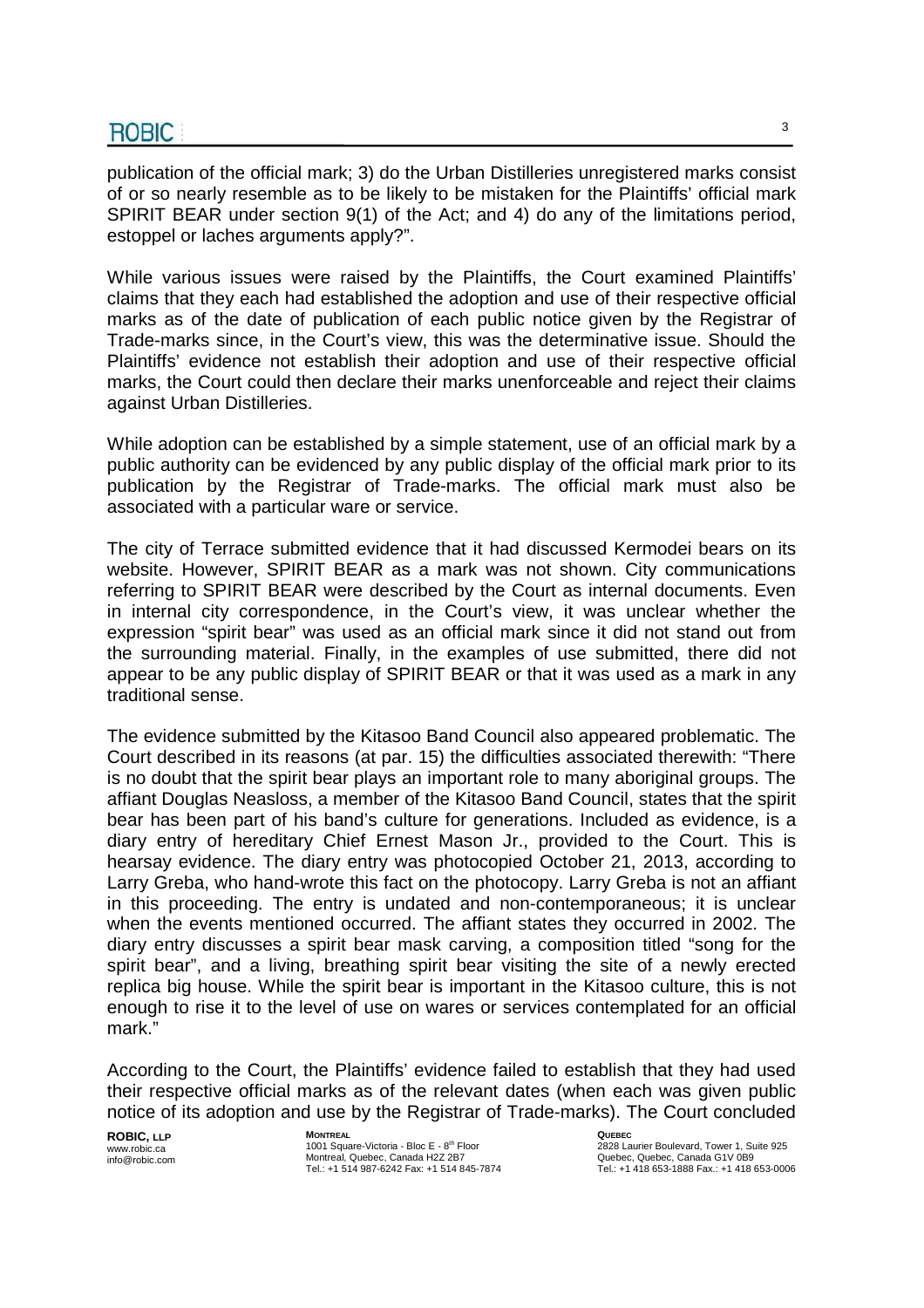publication of the official mark; 3) do the Urban Distilleries unregistered marks consist of or so nearly resemble as to be likely to be mistaken for the Plaintiffs' official mark SPIRIT BEAR under section 9(1) of the Act; and 4) do any of the limitations period, estoppel or laches arguments apply?".

While various issues were raised by the Plaintiffs, the Court examined Plaintiffs' claims that they each had established the adoption and use of their respective official marks as of the date of publication of each public notice given by the Registrar of Trade-marks since, in the Court's view, this was the determinative issue. Should the Plaintiffs' evidence not establish their adoption and use of their respective official marks, the Court could then declare their marks unenforceable and reject their claims against Urban Distilleries.

While adoption can be established by a simple statement, use of an official mark by a public authority can be evidenced by any public display of the official mark prior to its publication by the Registrar of Trade-marks. The official mark must also be associated with a particular ware or service.

The city of Terrace submitted evidence that it had discussed Kermodei bears on its website. However, SPIRIT BEAR as a mark was not shown. City communications referring to SPIRIT BEAR were described by the Court as internal documents. Even in internal city correspondence, in the Court's view, it was unclear whether the expression "spirit bear" was used as an official mark since it did not stand out from the surrounding material. Finally, in the examples of use submitted, there did not appear to be any public display of SPIRIT BEAR or that it was used as a mark in any traditional sense.

The evidence submitted by the Kitasoo Band Council also appeared problematic. The Court described in its reasons (at par. 15) the difficulties associated therewith: "There is no doubt that the spirit bear plays an important role to many aboriginal groups. The affiant Douglas Neasloss, a member of the Kitasoo Band Council, states that the spirit bear has been part of his band's culture for generations. Included as evidence, is a diary entry of hereditary Chief Ernest Mason Jr., provided to the Court. This is hearsay evidence. The diary entry was photocopied October 21, 2013, according to Larry Greba, who hand-wrote this fact on the photocopy. Larry Greba is not an affiant in this proceeding. The entry is undated and non-contemporaneous; it is unclear when the events mentioned occurred. The affiant states they occurred in 2002. The diary entry discusses a spirit bear mask carving, a composition titled "song for the spirit bear", and a living, breathing spirit bear visiting the site of a newly erected replica big house. While the spirit bear is important in the Kitasoo culture, this is not enough to rise it to the level of use on wares or services contemplated for an official mark."

According to the Court, the Plaintiffs' evidence failed to establish that they had used their respective official marks as of the relevant dates (when each was given public notice of its adoption and use by the Registrar of Trade-marks). The Court concluded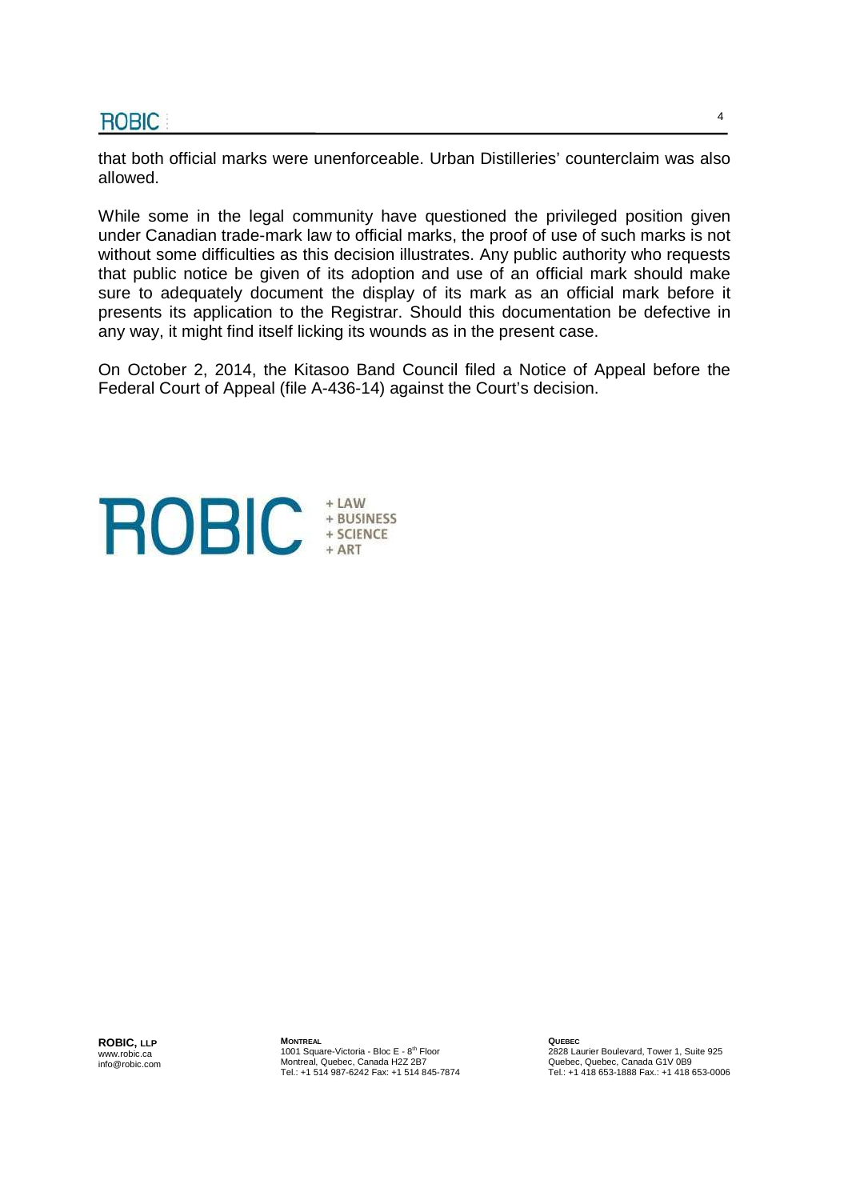that both official marks were unenforceable. Urban Distilleries' counterclaim was also allowed.

While some in the legal community have questioned the privileged position given under Canadian trade-mark law to official marks, the proof of use of such marks is not without some difficulties as this decision illustrates. Any public authority who requests that public notice be given of its adoption and use of an official mark should make sure to adequately document the display of its mark as an official mark before it presents its application to the Registrar. Should this documentation be defective in any way, it might find itself licking its wounds as in the present case.

On October 2, 2014, the Kitasoo Band Council filed a Notice of Appeal before the Federal Court of Appeal (file A-436-14) against the Court's decision.

ROBIC + LAW + BUSINESS + SCIENCE + ART

**ROBIC, LLP**
www.robic.ca
info@robic.com

**MONTREAL**
1001 Square-Victoria - Bloc E - 8th Floor
Montreal, Quebec, Canada H2Z 2B7
Tel.: +1 514 987-6242 Fax: +1 514 845-7874

**QUEBEC**
2828 Laurier Boulevard, Tower 1, Suite 925
Quebec, Quebec, Canada G1V 0B9
Tel.: +1 418 653-1888 Fax.: +1 418 653-0006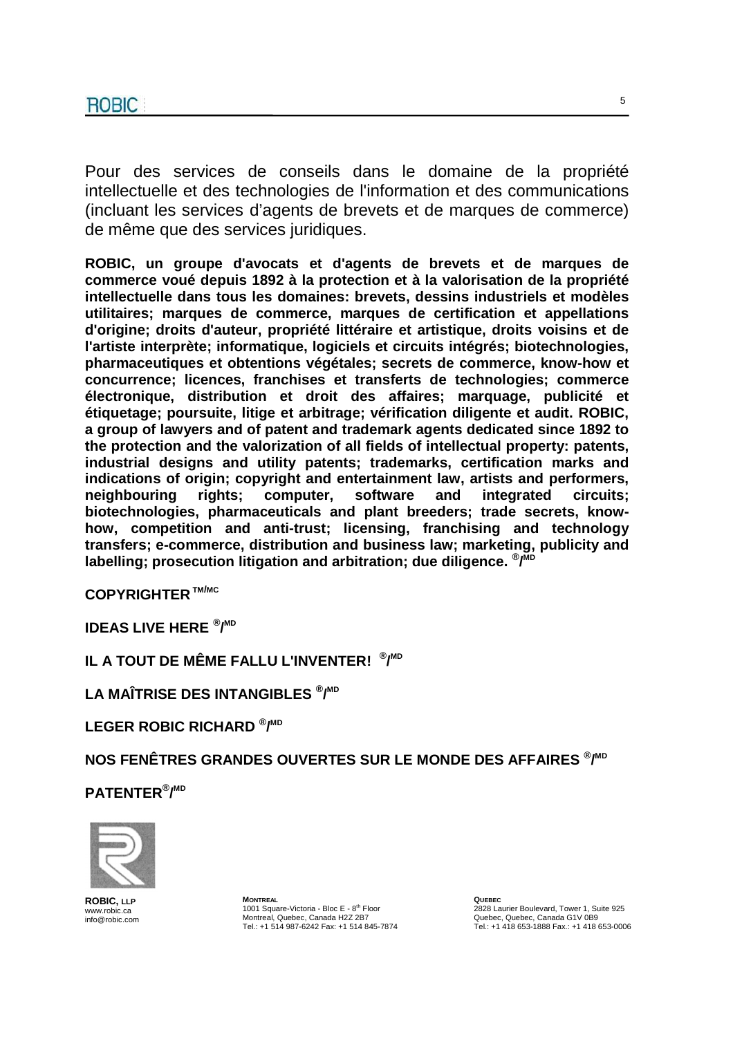Pour des services de conseils dans le domaine de la propriété intellectuelle et des technologies de l'information et des communications (incluant les services d'agents de brevets et de marques de commerce) de même que des services juridiques.

**ROBIC, un groupe d'avocats et d'agents de brevets et de marques de commerce voué depuis 1892 à la protection et à la valorisation de la propriété intellectuelle dans tous les domaines: brevets, dessins industriels et modèles utilitaires; marques de commerce, marques de certification et appellations d'origine; droits d'auteur, propriété littéraire et artistique, droits voisins et de l'artiste interprète; informatique, logiciels et circuits intégrés; biotechnologies, pharmaceutiques et obtentions végétales; secrets de commerce, know-how et concurrence; licences, franchises et transferts de technologies; commerce électronique, distribution et droit des affaires; marquage, publicité et étiquetage; poursuite, litige et arbitrage; vérification diligente et audit. ROBIC, a group of lawyers and of patent and trademark agents dedicated since 1892 to the protection and the valorization of all fields of intellectual property: patents, industrial designs and utility patents; trademarks, certification marks and indications of origin; copyright and entertainment law, artists and performers, neighbouring rights; computer, software and integrated circuits; biotechnologies, pharmaceuticals and plant breeders; trade secrets, know-how, competition and anti-trust; licensing, franchising and technology transfers; e-commerce, distribution and business law; marketing, publicity and labelling; prosecution litigation and arbitration; due diligence. ®/MD**

**COPYRIGHTER TM/MC**

**IDEAS LIVE HERE ®/MD**

**IL A TOUT DE MÊME FALLU L'INVENTER! ®/MD**

**LA MAÎTRISE DES INTANGIBLES ®/MD**

**LEGER ROBIC RICHARD ®/MD**

**NOS FENÊTRES GRANDES OUVERTES SUR LE MONDE DES AFFAIRES ®/MD**

**PATENTER®/MD**

**ROBIC, LLP**
www.robic.ca
info@robic.com

**MONTREAL**
1001 Square-Victoria - Bloc E - 8th Floor
Montreal, Quebec, Canada H2Z 2B7
Tel.: +1 514 987-6242 Fax: +1 514 845-7874

**QUEBEC**
2828 Laurier Boulevard, Tower 1, Suite 925
Quebec, Quebec, Canada G1V 0B9
Tel.: +1 418 653-1888 Fax.: +1 418 653-0006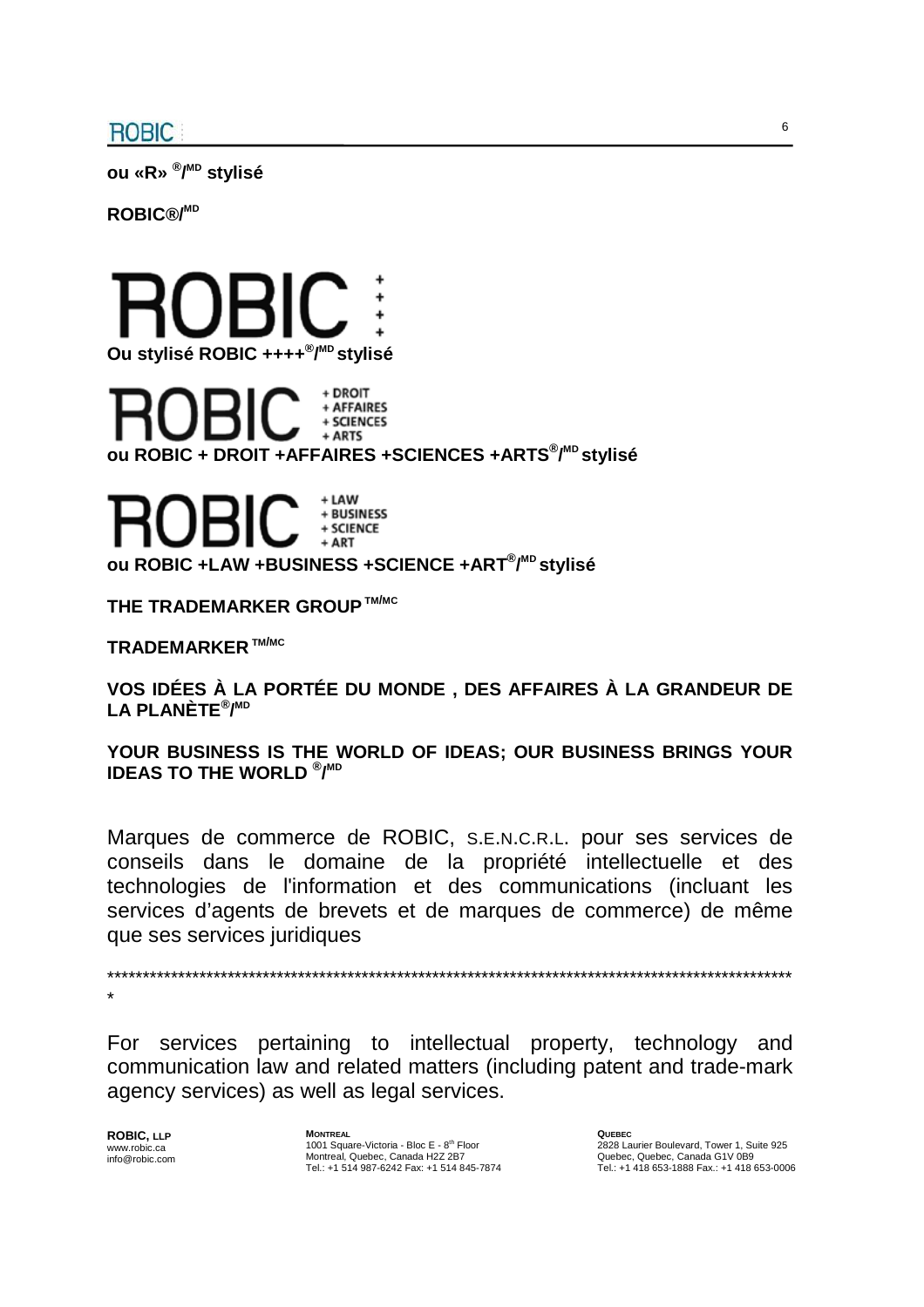**ou «R» ®/MD stylisé**

**ROBIC®/MD**

ROBIC ++++

**Ou stylisé ROBIC ++++®/MD stylisé**

ROBIC + DROIT + AFFAIRES + SCIENCES + ARTS

**ou ROBIC + DROIT +AFFAIRES +SCIENCES +ARTS®/MD stylisé**

ROBIC + LAW + BUSINESS + SCIENCE + ART

**ou ROBIC +LAW +BUSINESS +SCIENCE +ART®/MD stylisé**

**THE TRADEMARKER GROUP TM/MC**

**TRADEMARKER TM/MC**

**VOS IDÉES À LA PORTÉE DU MONDE , DES AFFAIRES À LA GRANDEUR DE LA PLANÈTE®/MD**

**YOUR BUSINESS IS THE WORLD OF IDEAS; OUR BUSINESS BRINGS YOUR IDEAS TO THE WORLD ®/MD**

Marques de commerce de ROBIC, S.E.N.C.R.L. pour ses services de conseils dans le domaine de la propriété intellectuelle et des technologies de l'information et des communications (incluant les services d'agents de brevets et de marques de commerce) de même que ses services juridiques

*****************************************************************************************************
*

For services pertaining to intellectual property, technology and communication law and related matters (including patent and trade-mark agency services) as well as legal services.

**ROBIC, LLP**
www.robic.ca
info@robic.com

**MONTREAL**
1001 Square-Victoria - Bloc E - 8th Floor
Montreal, Quebec, Canada H2Z 2B7
Tel.: +1 514 987-6242 Fax: +1 514 845-7874

**QUEBEC**
2828 Laurier Boulevard, Tower 1, Suite 925
Quebec, Quebec, Canada G1V 0B9
Tel.: +1 418 653-1888 Fax.: +1 418 653-0006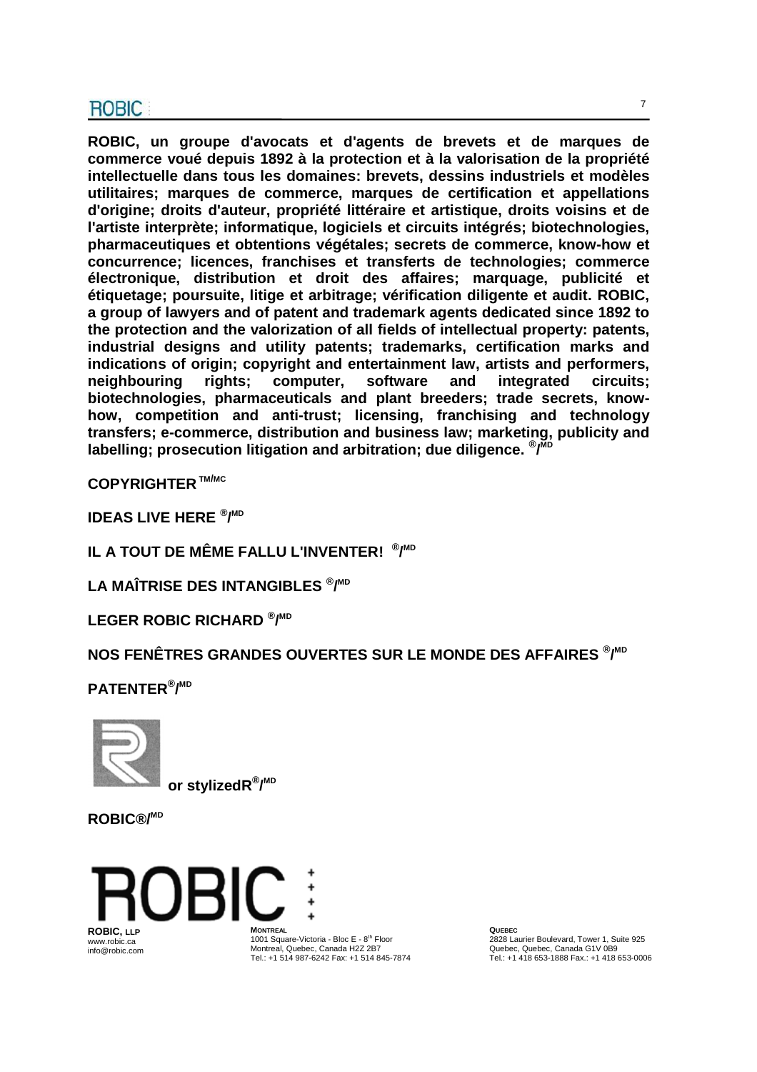**ROBIC, un groupe d'avocats et d'agents de brevets et de marques de commerce voué depuis 1892 à la protection et à la valorisation de la propriété intellectuelle dans tous les domaines: brevets, dessins industriels et modèles utilitaires; marques de commerce, marques de certification et appellations d'origine; droits d'auteur, propriété littéraire et artistique, droits voisins et de l'artiste interprète; informatique, logiciels et circuits intégrés; biotechnologies, pharmaceutiques et obtentions végétales; secrets de commerce, know-how et concurrence; licences, franchises et transferts de technologies; commerce électronique, distribution et droit des affaires; marquage, publicité et étiquetage; poursuite, litige et arbitrage; vérification diligente et audit. ROBIC, a group of lawyers and of patent and trademark agents dedicated since 1892 to the protection and the valorization of all fields of intellectual property: patents, industrial designs and utility patents; trademarks, certification marks and indications of origin; copyright and entertainment law, artists and performers, neighbouring rights; computer, software and integrated circuits; biotechnologies, pharmaceuticals and plant breeders; trade secrets, know-how, competition and anti-trust; licensing, franchising and technology transfers; e-commerce, distribution and business law; marketing, publicity and labelling; prosecution litigation and arbitration; due diligence. ®/MD**

**COPYRIGHTER TM/MC**

**IDEAS LIVE HERE ®/MD**

**IL A TOUT DE MÊME FALLU L'INVENTER! ®/MD**

**LA MAÎTRISE DES INTANGIBLES ®/MD**

**LEGER ROBIC RICHARD ®/MD**

**NOS FENÊTRES GRANDES OUVERTES SUR LE MONDE DES AFFAIRES ®/MD**

**PATENTER®/MD**

**or stylizedR®/MD**

**ROBIC®/MD**

**ROBIC, LLP**
www.robic.ca
info@robic.com

**MONTREAL**
1001 Square-Victoria - Bloc E - 8th Floor
Montreal, Quebec, Canada H2Z 2B7
Tel.: +1 514 987-6242 Fax: +1 514 845-7874

**QUEBEC**
2828 Laurier Boulevard, Tower 1, Suite 925
Quebec, Quebec, Canada G1V 0B9
Tel.: +1 418 653-1888 Fax.: +1 418 653-0006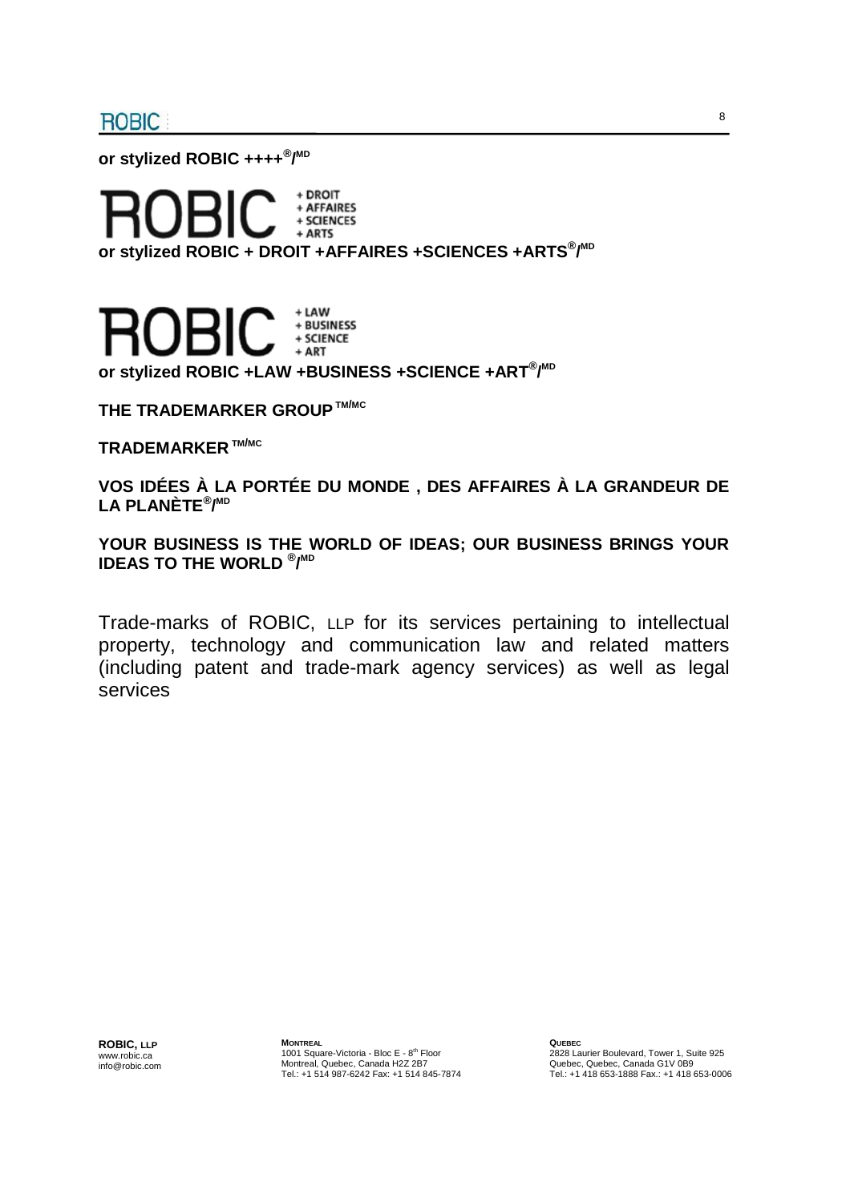**or stylized ROBIC ++++®/MD**

ROBIC + DROIT + AFFAIRES + SCIENCES + ARTS

**or stylized ROBIC + DROIT +AFFAIRES +SCIENCES +ARTS®/MD**

ROBIC + LAW + BUSINESS + SCIENCE + ART

**or stylized ROBIC +LAW +BUSINESS +SCIENCE +ART®/MD**

**THE TRADEMARKER GROUP TM/MC**

**TRADEMARKER TM/MC**

**VOS IDÉES À LA PORTÉE DU MONDE , DES AFFAIRES À LA GRANDEUR DE LA PLANÈTE®/MD**

**YOUR BUSINESS IS THE WORLD OF IDEAS; OUR BUSINESS BRINGS YOUR IDEAS TO THE WORLD ®/MD**

Trade-marks of ROBIC, LLP for its services pertaining to intellectual property, technology and communication law and related matters (including patent and trade-mark agency services) as well as legal services